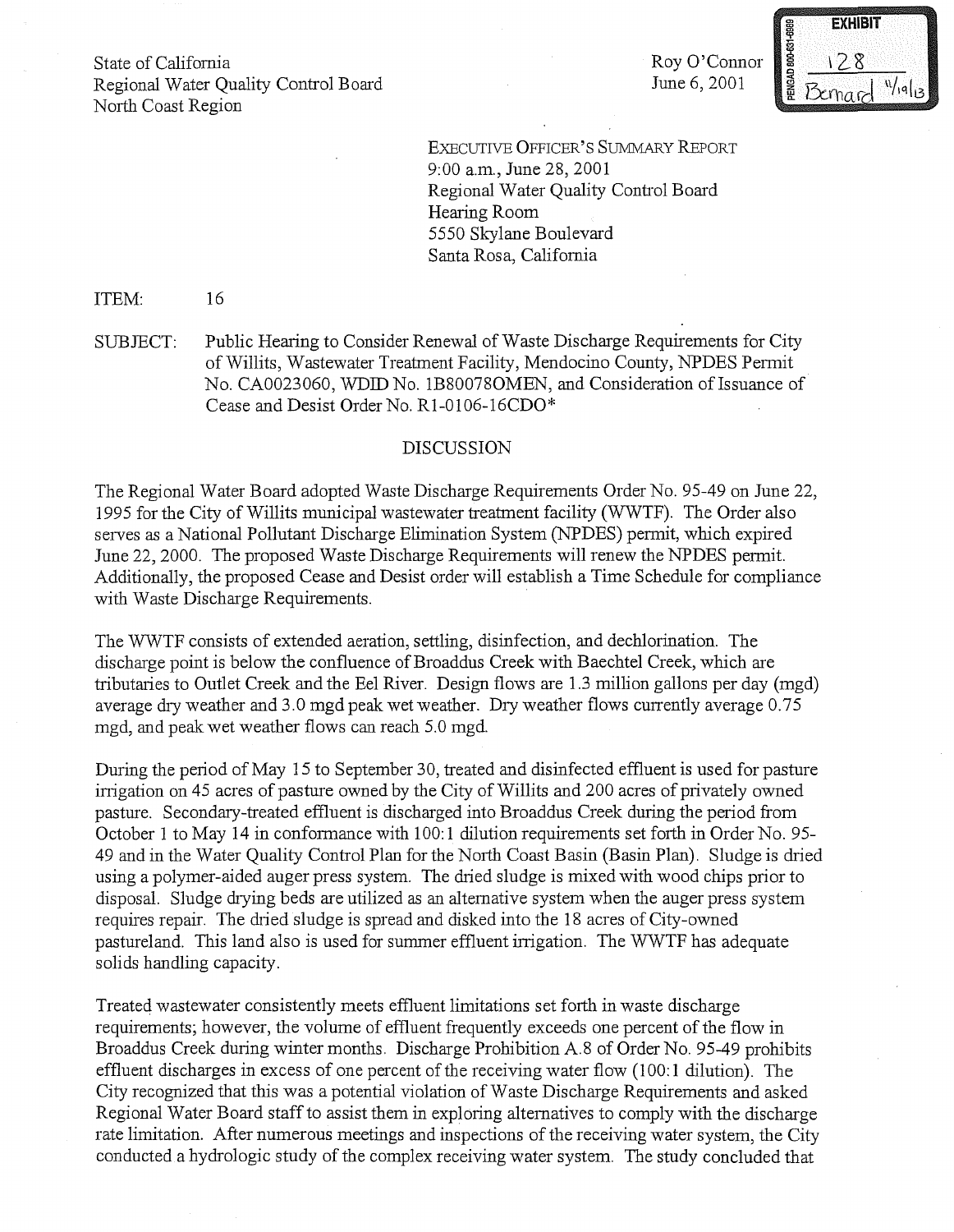State of California
Regional Water Quality Control Board
North Coast Region

Roy O'Connor
June 6, 2001

EXHIBIT
128
Bernard 11/19/13

EXECUTIVE OFFICER'S SUMMARY REPORT
9:00 a.m., June 28, 2001
Regional Water Quality Control Board
Hearing Room
5550 Skylane Boulevard
Santa Rosa, California

ITEM: 16

SUBJECT: Public Hearing to Consider Renewal of Waste Discharge Requirements for City of Willits, Wastewater Treatment Facility, Mendocino County, NPDES Permit No. CA0023060, WDID No. 1B80078OMEN, and Consideration of Issuance of Cease and Desist Order No. R1-0106-16CDO*

## DISCUSSION

The Regional Water Board adopted Waste Discharge Requirements Order No. 95-49 on June 22, 1995 for the City of Willits municipal wastewater treatment facility (WWTF). The Order also serves as a National Pollutant Discharge Elimination System (NPDES) permit, which expired June 22, 2000. The proposed Waste Discharge Requirements will renew the NPDES permit. Additionally, the proposed Cease and Desist order will establish a Time Schedule for compliance with Waste Discharge Requirements.

The WWTF consists of extended aeration, settling, disinfection, and dechlorination. The discharge point is below the confluence of Broaddus Creek with Baechtel Creek, which are tributaries to Outlet Creek and the Eel River. Design flows are 1.3 million gallons per day (mgd) average dry weather and 3.0 mgd peak wet weather. Dry weather flows currently average 0.75 mgd, and peak wet weather flows can reach 5.0 mgd.

During the period of May 15 to September 30, treated and disinfected effluent is used for pasture irrigation on 45 acres of pasture owned by the City of Willits and 200 acres of privately owned pasture. Secondary-treated effluent is discharged into Broaddus Creek during the period from October 1 to May 14 in conformance with 100:1 dilution requirements set forth in Order No. 95-49 and in the Water Quality Control Plan for the North Coast Basin (Basin Plan). Sludge is dried using a polymer-aided auger press system. The dried sludge is mixed with wood chips prior to disposal. Sludge drying beds are utilized as an alternative system when the auger press system requires repair. The dried sludge is spread and disked into the 18 acres of City-owned pastureland. This land also is used for summer effluent irrigation. The WWTF has adequate solids handling capacity.

Treated wastewater consistently meets effluent limitations set forth in waste discharge requirements; however, the volume of effluent frequently exceeds one percent of the flow in Broaddus Creek during winter months. Discharge Prohibition A.8 of Order No. 95-49 prohibits effluent discharges in excess of one percent of the receiving water flow (100:1 dilution). The City recognized that this was a potential violation of Waste Discharge Requirements and asked Regional Water Board staff to assist them in exploring alternatives to comply with the discharge rate limitation. After numerous meetings and inspections of the receiving water system, the City conducted a hydrologic study of the complex receiving water system. The study concluded that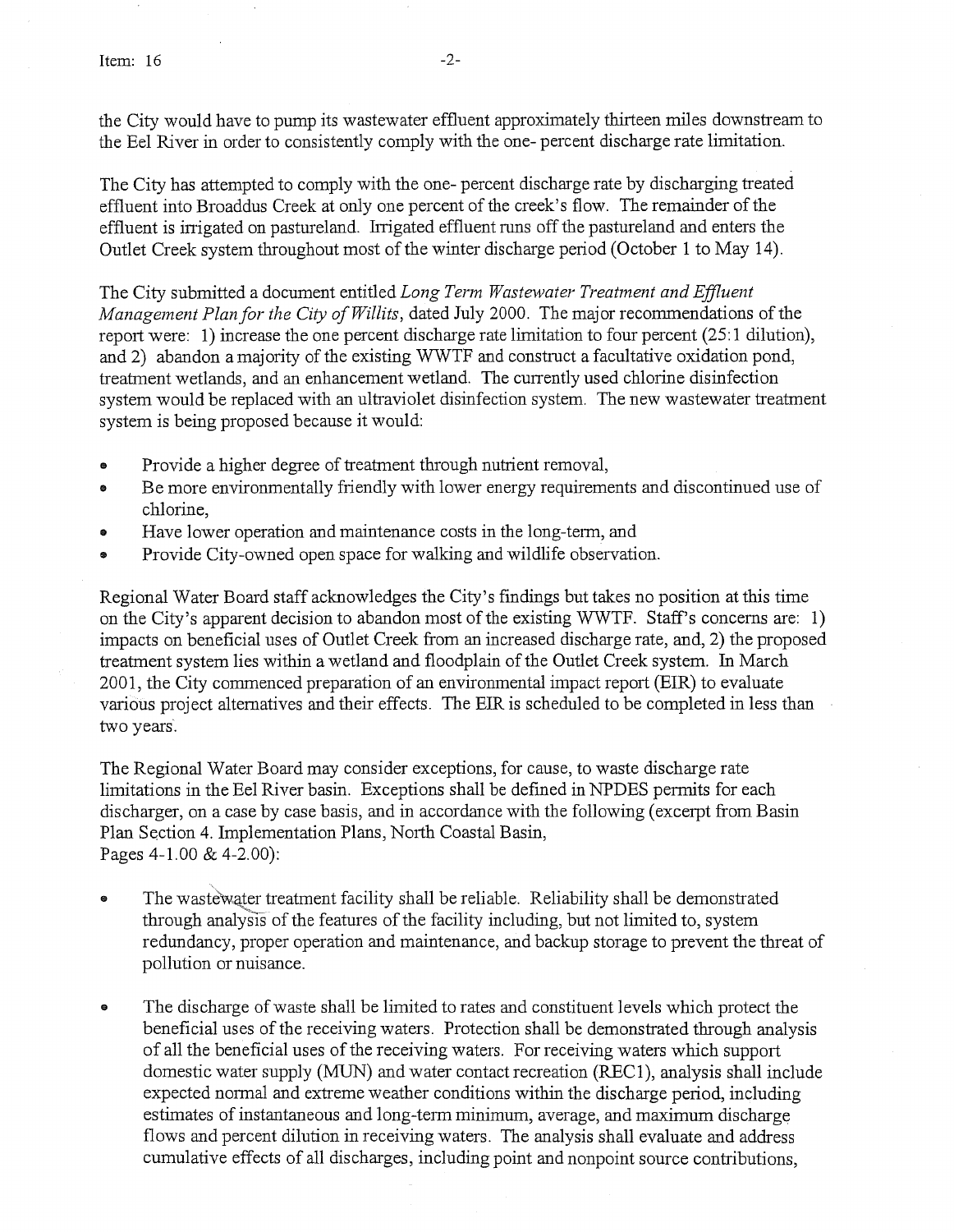the City would have to pump its wastewater effluent approximately thirteen miles downstream to the Eel River in order to consistently comply with the one- percent discharge rate limitation.

The City has attempted to comply with the one- percent discharge rate by discharging treated effluent into Broaddus Creek at only one percent of the creek's flow. The remainder of the effluent is irrigated on pastureland. Irrigated effluent runs off the pastureland and enters the Outlet Creek system throughout most of the winter discharge period (October 1 to May 14).

The City submitted a document entitled *Long Term Wastewater Treatment and Effluent Management Plan for the City of Willits*, dated July 2000. The major recommendations of the report were: 1) increase the one percent discharge rate limitation to four percent (25:1 dilution), and 2) abandon a majority of the existing WWTF and construct a facultative oxidation pond, treatment wetlands, and an enhancement wetland. The currently used chlorine disinfection system would be replaced with an ultraviolet disinfection system. The new wastewater treatment system is being proposed because it would:

- Provide a higher degree of treatment through nutrient removal,
- Be more environmentally friendly with lower energy requirements and discontinued use of chlorine,
- Have lower operation and maintenance costs in the long-term, and
- Provide City-owned open space for walking and wildlife observation.

Regional Water Board staff acknowledges the City's findings but takes no position at this time on the City's apparent decision to abandon most of the existing WWTF. Staff's concerns are: 1) impacts on beneficial uses of Outlet Creek from an increased discharge rate, and, 2) the proposed treatment system lies within a wetland and floodplain of the Outlet Creek system. In March 2001, the City commenced preparation of an environmental impact report (EIR) to evaluate various project alternatives and their effects. The EIR is scheduled to be completed in less than two years.

The Regional Water Board may consider exceptions, for cause, to waste discharge rate limitations in the Eel River basin. Exceptions shall be defined in NPDES permits for each discharger, on a case by case basis, and in accordance with the following (excerpt from Basin Plan Section 4. Implementation Plans, North Coastal Basin, Pages 4-1.00 & 4-2.00):

- The wastewater treatment facility shall be reliable. Reliability shall be demonstrated through analysis of the features of the facility including, but not limited to, system redundancy, proper operation and maintenance, and backup storage to prevent the threat of pollution or nuisance.

- The discharge of waste shall be limited to rates and constituent levels which protect the beneficial uses of the receiving waters. Protection shall be demonstrated through analysis of all the beneficial uses of the receiving waters. For receiving waters which support domestic water supply (MUN) and water contact recreation (REC1), analysis shall include expected normal and extreme weather conditions within the discharge period, including estimates of instantaneous and long-term minimum, average, and maximum discharge flows and percent dilution in receiving waters. The analysis shall evaluate and address cumulative effects of all discharges, including point and nonpoint source contributions,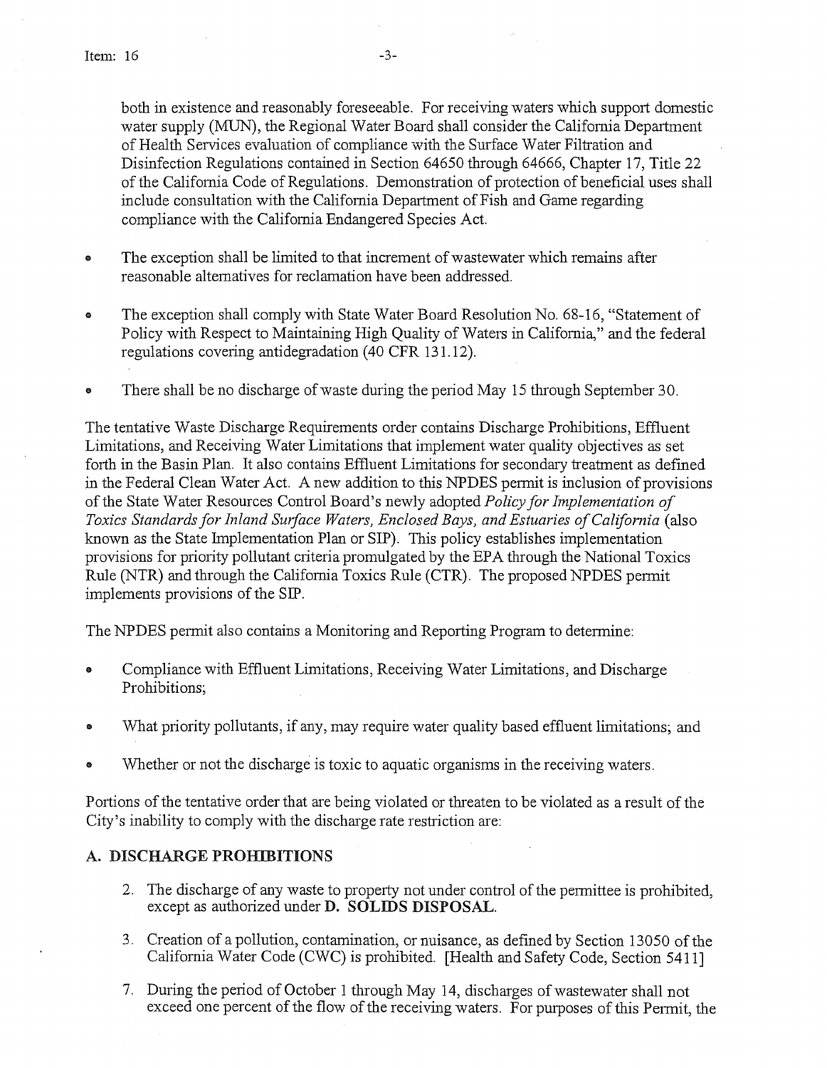both in existence and reasonably foreseeable. For receiving waters which support domestic water supply (MUN), the Regional Water Board shall consider the California Department of Health Services evaluation of compliance with the Surface Water Filtration and Disinfection Regulations contained in Section 64650 through 64666, Chapter 17, Title 22 of the California Code of Regulations. Demonstration of protection of beneficial uses shall include consultation with the California Department of Fish and Game regarding compliance with the California Endangered Species Act.

- The exception shall be limited to that increment of wastewater which remains after reasonable alternatives for reclamation have been addressed.
- The exception shall comply with State Water Board Resolution No. 68-16, "Statement of Policy with Respect to Maintaining High Quality of Waters in California," and the federal regulations covering antidegradation (40 CFR 131.12).
- There shall be no discharge of waste during the period May 15 through September 30.

The tentative Waste Discharge Requirements order contains Discharge Prohibitions, Effluent Limitations, and Receiving Water Limitations that implement water quality objectives as set forth in the Basin Plan. It also contains Effluent Limitations for secondary treatment as defined in the Federal Clean Water Act. A new addition to this NPDES permit is inclusion of provisions of the State Water Resources Control Board's newly adopted *Policy for Implementation of Toxics Standards for Inland Surface Waters, Enclosed Bays, and Estuaries of California* (also known as the State Implementation Plan or SIP). This policy establishes implementation provisions for priority pollutant criteria promulgated by the EPA through the National Toxics Rule (NTR) and through the California Toxics Rule (CTR). The proposed NPDES permit implements provisions of the SIP.

The NPDES permit also contains a Monitoring and Reporting Program to determine:

- Compliance with Effluent Limitations, Receiving Water Limitations, and Discharge Prohibitions;
- What priority pollutants, if any, may require water quality based effluent limitations; and
- Whether or not the discharge is toxic to aquatic organisms in the receiving waters.

Portions of the tentative order that are being violated or threaten to be violated as a result of the City's inability to comply with the discharge rate restriction are:

### A. DISCHARGE PROHIBITIONS

2. The discharge of any waste to property not under control of the permittee is prohibited, except as authorized under **D. SOLIDS DISPOSAL**.
3. Creation of a pollution, contamination, or nuisance, as defined by Section 13050 of the California Water Code (CWC) is prohibited. [Health and Safety Code, Section 5411]
7. During the period of October 1 through May 14, discharges of wastewater shall not exceed one percent of the flow of the receiving waters. For purposes of this Permit, the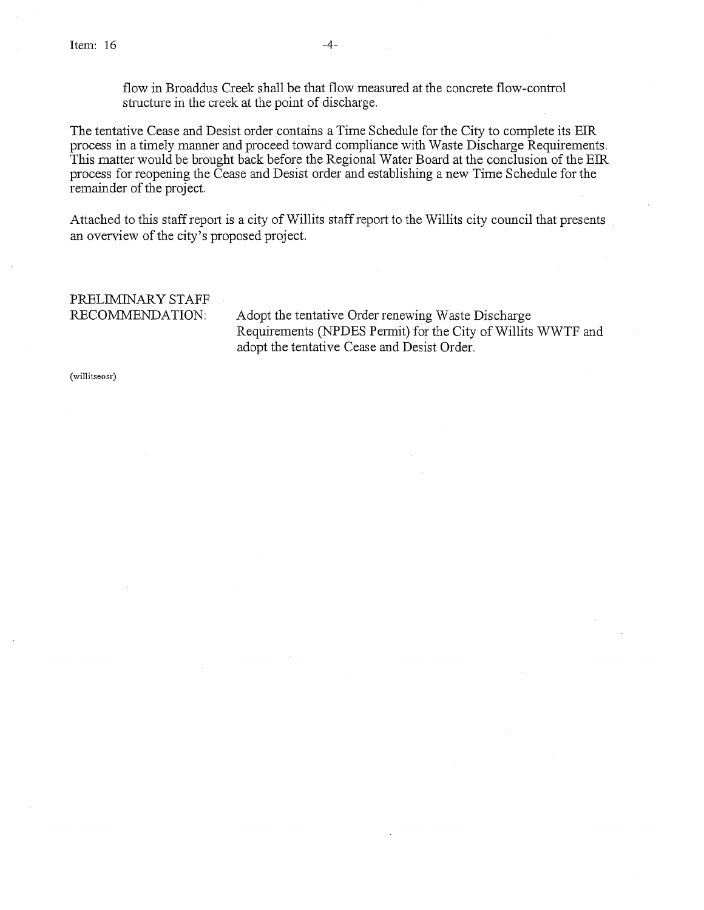flow in Broaddus Creek shall be that flow measured at the concrete flow-control structure in the creek at the point of discharge.

The tentative Cease and Desist order contains a Time Schedule for the City to complete its EIR process in a timely manner and proceed toward compliance with Waste Discharge Requirements. This matter would be brought back before the Regional Water Board at the conclusion of the EIR process for reopening the Cease and Desist order and establishing a new Time Schedule for the remainder of the project.

Attached to this staff report is a city of Willits staff report to the Willits city council that presents an overview of the city's proposed project.

PRELIMINARY STAFF RECOMMENDATION: Adopt the tentative Order renewing Waste Discharge Requirements (NPDES Permit) for the City of Willits WWTF and adopt the tentative Cease and Desist Order.

(willitseosr)